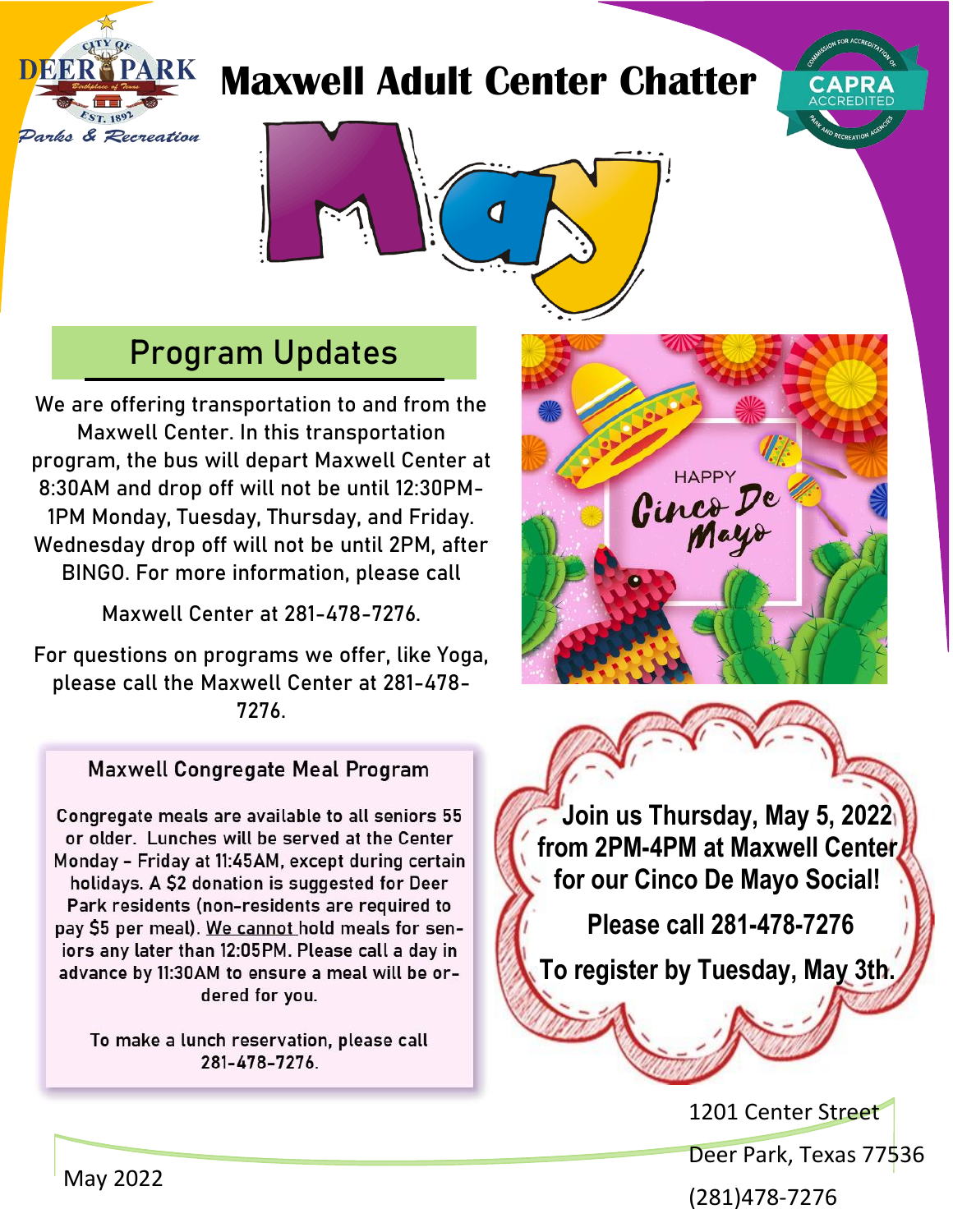# Maxwell Adult Center Chatter

# May

## Program Updates

We are offering transportation to and from the Maxwell Center. In this transportation program, the bus will depart Maxwell Center at 8:30AM and drop off will not be until 12:30PM-1PM Monday, Tuesday, Thursday, and Friday. Wednesday drop off will not be until 2PM, after BINGO. For more information, please call

Maxwell Center at 281-478-7276.

For questions on programs we offer, like Yoga, please call the Maxwell Center at 281-478-7276.

### Maxwell Congregate Meal Program

Congregate meals are available to all seniors 55 or older. Lunches will be served at the Center Monday - Friday at 11:45AM, except during certain holidays. A $2 donation is suggested for Deer Park residents (non-residents are required to pay $5 per meal). We cannot hold meals for seniors any later than 12:05PM. Please call a day in advance by 11:30AM to ensure a meal will be ordered for you.

To make a lunch reservation, please call 281-478-7276.

HAPPY Cinco De Mayo

**Join us Thursday, May 5, 2022 from 2PM-4PM at Maxwell Center for our Cinco De Mayo Social!**

**Please call 281-478-7276**

**To register by Tuesday, May 3th.**

May 2022

1201 Center Street
Deer Park, Texas 77536
(281)478-7276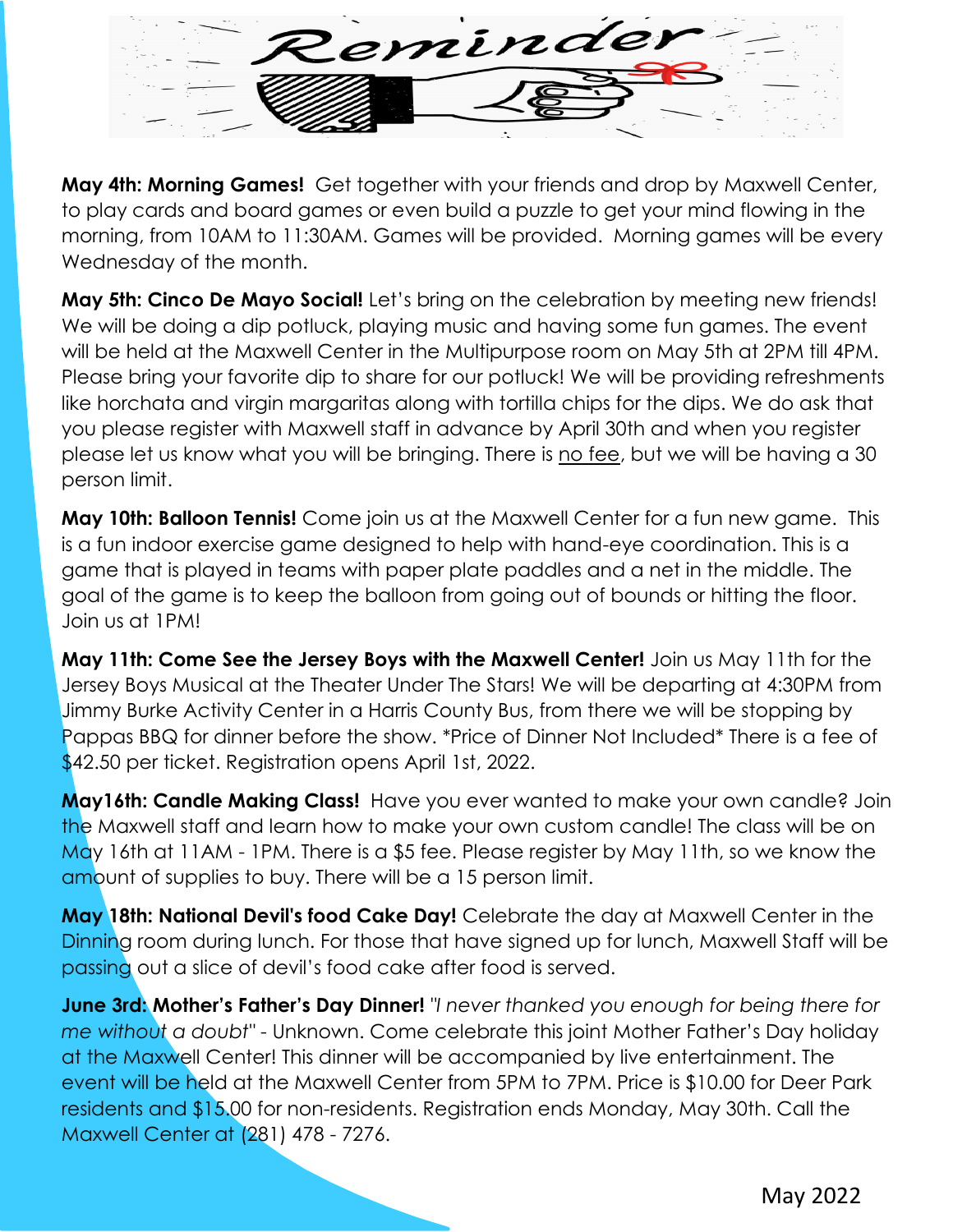# Reminder

**May 4th: Morning Games!** Get together with your friends and drop by Maxwell Center, to play cards and board games or even build a puzzle to get your mind flowing in the morning, from 10AM to 11:30AM. Games will be provided. Morning games will be every Wednesday of the month.

**May 5th: Cinco De Mayo Social!** Let's bring on the celebration by meeting new friends! We will be doing a dip potluck, playing music and having some fun games. The event will be held at the Maxwell Center in the Multipurpose room on May 5th at 2PM till 4PM. Please bring your favorite dip to share for our potluck! We will be providing refreshments like horchata and virgin margaritas along with tortilla chips for the dips. We do ask that you please register with Maxwell staff in advance by April 30th and when you register please let us know what you will be bringing. There is no fee, but we will be having a 30 person limit.

**May 10th: Balloon Tennis!** Come join us at the Maxwell Center for a fun new game. This is a fun indoor exercise game designed to help with hand-eye coordination. This is a game that is played in teams with paper plate paddles and a net in the middle. The goal of the game is to keep the balloon from going out of bounds or hitting the floor. Join us at 1PM!

**May 11th: Come See the Jersey Boys with the Maxwell Center!** Join us May 11th for the Jersey Boys Musical at the Theater Under The Stars! We will be departing at 4:30PM from Jimmy Burke Activity Center in a Harris County Bus, from there we will be stopping by Pappas BBQ for dinner before the show. *Price of Dinner Not Included* There is a fee of $42.50 per ticket. Registration opens April 1st, 2022.

**May16th: Candle Making Class!** Have you ever wanted to make your own candle? Join the Maxwell staff and learn how to make your own custom candle! The class will be on May 16th at 11AM - 1PM. There is a $5 fee. Please register by May 11th, so we know the amount of supplies to buy. There will be a 15 person limit.

**May 18th: National Devil's food Cake Day!** Celebrate the day at Maxwell Center in the Dinning room during lunch. For those that have signed up for lunch, Maxwell Staff will be passing out a slice of devil's food cake after food is served.

**June 3rd: Mother's Father's Day Dinner!** *"I never thanked you enough for being there for me without a doubt"* - Unknown. Come celebrate this joint Mother Father's Day holiday at the Maxwell Center! This dinner will be accompanied by live entertainment. The event will be held at the Maxwell Center from 5PM to 7PM. Price is $10.00 for Deer Park residents and $15.00 for non-residents. Registration ends Monday, May 30th. Call the Maxwell Center at (281) 478 - 7276.

May 2022